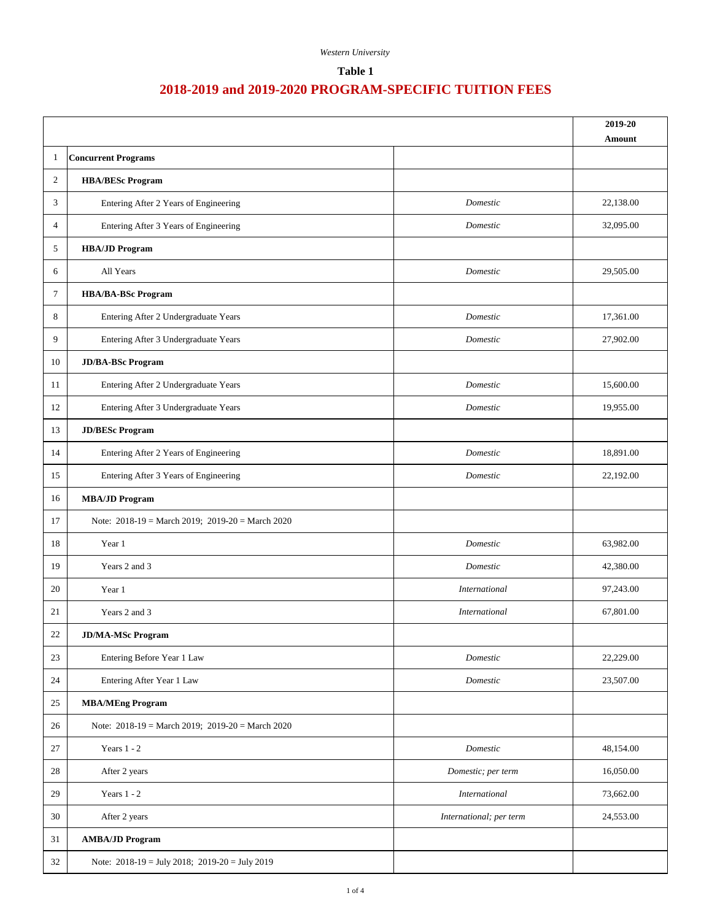*Western University*

**Table 1**

# 2018-2019 and 2019-2020 PROGRAM-SPECIFIC TUITION FEES

| | | | 2019-20 Amount |
|---|---|---|---|
| 1 | **Concurrent Programs** | | |
| 2 | **HBA/BESc Program** | | |
| 3 | Entering After 2 Years of Engineering | *Domestic* | 22,138.00 |
| 4 | Entering After 3 Years of Engineering | *Domestic* | 32,095.00 |
| 5 | **HBA/JD Program** | | |
| 6 | All Years | *Domestic* | 29,505.00 |
| 7 | **HBA/BA-BSc Program** | | |
| 8 | Entering After 2 Undergraduate Years | *Domestic* | 17,361.00 |
| 9 | Entering After 3 Undergraduate Years | *Domestic* | 27,902.00 |
| 10 | **JD/BA-BSc Program** | | |
| 11 | Entering After 2 Undergraduate Years | *Domestic* | 15,600.00 |
| 12 | Entering After 3 Undergraduate Years | *Domestic* | 19,955.00 |
| 13 | **JD/BESc Program** | | |
| 14 | Entering After 2 Years of Engineering | *Domestic* | 18,891.00 |
| 15 | Entering After 3 Years of Engineering | *Domestic* | 22,192.00 |
| 16 | **MBA/JD Program** | | |
| 17 | Note: 2018-19 = March 2019; 2019-20 = March 2020 | | |
| 18 | Year 1 | *Domestic* | 63,982.00 |
| 19 | Years 2 and 3 | *Domestic* | 42,380.00 |
| 20 | Year 1 | *International* | 97,243.00 |
| 21 | Years 2 and 3 | *International* | 67,801.00 |
| 22 | **JD/MA-MSc Program** | | |
| 23 | Entering Before Year 1 Law | *Domestic* | 22,229.00 |
| 24 | Entering After Year 1 Law | *Domestic* | 23,507.00 |
| 25 | **MBA/MEng Program** | | |
| 26 | Note: 2018-19 = March 2019; 2019-20 = March 2020 | | |
| 27 | Years 1 - 2 | *Domestic* | 48,154.00 |
| 28 | After 2 years | *Domestic; per term* | 16,050.00 |
| 29 | Years 1 - 2 | *International* | 73,662.00 |
| 30 | After 2 years | *International; per term* | 24,553.00 |
| 31 | **AMBA/JD Program** | | |
| 32 | Note: 2018-19 = July 2018; 2019-20 = July 2019 | | |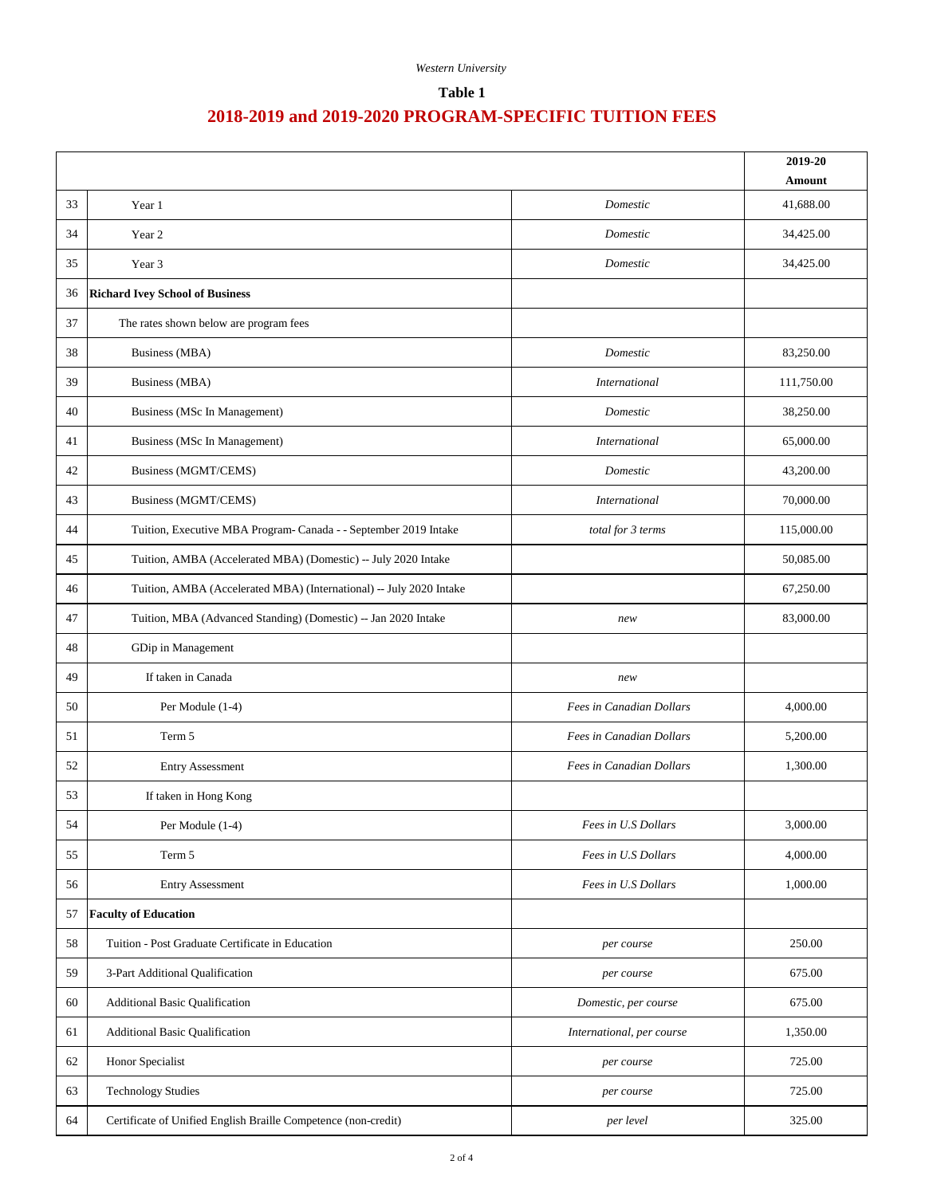Western University

**Table 1**

## 2018-2019 and 2019-2020 PROGRAM-SPECIFIC TUITION FEES

| | | | 2019-20 Amount |
|---|---|---|---|
| 33 | Year 1 | *Domestic* | 41,688.00 |
| 34 | Year 2 | *Domestic* | 34,425.00 |
| 35 | Year 3 | *Domestic* | 34,425.00 |
| 36 | **Richard Ivey School of Business** | | |
| 37 | The rates shown below are program fees | | |
| 38 | Business (MBA) | *Domestic* | 83,250.00 |
| 39 | Business (MBA) | *International* | 111,750.00 |
| 40 | Business (MSc In Management) | *Domestic* | 38,250.00 |
| 41 | Business (MSc In Management) | *International* | 65,000.00 |
| 42 | Business (MGMT/CEMS) | *Domestic* | 43,200.00 |
| 43 | Business (MGMT/CEMS) | *International* | 70,000.00 |
| 44 | Tuition, Executive MBA Program- Canada - - September 2019 Intake | *total for 3 terms* | 115,000.00 |
| 45 | Tuition, AMBA (Accelerated MBA) (Domestic) -- July 2020 Intake | | 50,085.00 |
| 46 | Tuition, AMBA (Accelerated MBA) (International) -- July 2020 Intake | | 67,250.00 |
| 47 | Tuition, MBA (Advanced Standing) (Domestic) -- Jan 2020 Intake | *new* | 83,000.00 |
| 48 | GDip in Management | | |
| 49 | If taken in Canada | *new* | |
| 50 | Per Module (1-4) | *Fees in Canadian Dollars* | 4,000.00 |
| 51 | Term 5 | *Fees in Canadian Dollars* | 5,200.00 |
| 52 | Entry Assessment | *Fees in Canadian Dollars* | 1,300.00 |
| 53 | If taken in Hong Kong | | |
| 54 | Per Module (1-4) | *Fees in U.S Dollars* | 3,000.00 |
| 55 | Term 5 | *Fees in U.S Dollars* | 4,000.00 |
| 56 | Entry Assessment | *Fees in U.S Dollars* | 1,000.00 |
| 57 | **Faculty of Education** | | |
| 58 | Tuition - Post Graduate Certificate in Education | *per course* | 250.00 |
| 59 | 3-Part Additional Qualification | *per course* | 675.00 |
| 60 | Additional Basic Qualification | *Domestic, per course* | 675.00 |
| 61 | Additional Basic Qualification | *International, per course* | 1,350.00 |
| 62 | Honor Specialist | *per course* | 725.00 |
| 63 | Technology Studies | *per course* | 725.00 |
| 64 | Certificate of Unified English Braille Competence (non-credit) | *per level* | 325.00 |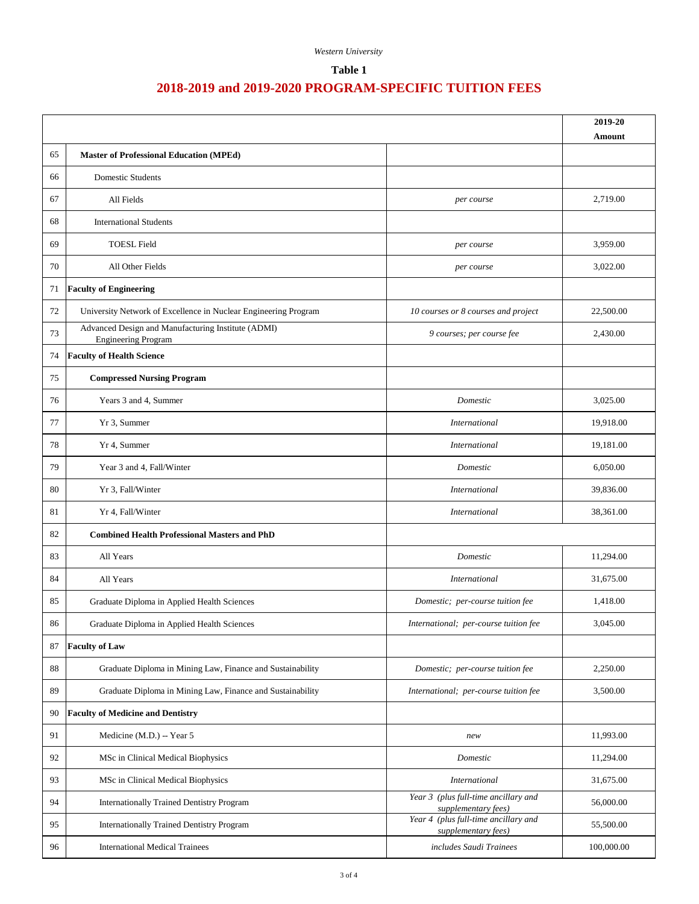*Western University*

**Table 1**

## 2018-2019 and 2019-2020 PROGRAM-SPECIFIC TUITION FEES

| | | | 2019-20 Amount |
|---|---|---|---|
| 65 | **Master of Professional Education (MPEd)** | | |
| 66 | Domestic Students | | |
| 67 | All Fields | *per course* | 2,719.00 |
| 68 | International Students | | |
| 69 | TOESL Field | *per course* | 3,959.00 |
| 70 | All Other Fields | *per course* | 3,022.00 |
| 71 | **Faculty of Engineering** | | |
| 72 | University Network of Excellence in Nuclear Engineering Program | *10 courses or 8 courses and project* | 22,500.00 |
| 73 | Advanced Design and Manufacturing Institute (ADMI) Engineering Program | *9 courses; per course fee* | 2,430.00 |
| 74 | **Faculty of Health Science** | | |
| 75 | **Compressed Nursing Program** | | |
| 76 | Years 3 and 4, Summer | *Domestic* | 3,025.00 |
| 77 | Yr 3, Summer | *International* | 19,918.00 |
| 78 | Yr 4, Summer | *International* | 19,181.00 |
| 79 | Year 3 and 4, Fall/Winter | *Domestic* | 6,050.00 |
| 80 | Yr 3, Fall/Winter | *International* | 39,836.00 |
| 81 | Yr 4, Fall/Winter | *International* | 38,361.00 |
| 82 | **Combined Health Professional Masters and PhD** | | |
| 83 | All Years | *Domestic* | 11,294.00 |
| 84 | All Years | *International* | 31,675.00 |
| 85 | Graduate Diploma in Applied Health Sciences | *Domestic; per-course tuition fee* | 1,418.00 |
| 86 | Graduate Diploma in Applied Health Sciences | *International; per-course tuition fee* | 3,045.00 |
| 87 | **Faculty of Law** | | |
| 88 | Graduate Diploma in Mining Law, Finance and Sustainability | *Domestic; per-course tuition fee* | 2,250.00 |
| 89 | Graduate Diploma in Mining Law, Finance and Sustainability | *International; per-course tuition fee* | 3,500.00 |
| 90 | **Faculty of Medicine and Dentistry** | | |
| 91 | Medicine (M.D.) -- Year 5 | *new* | 11,993.00 |
| 92 | MSc in Clinical Medical Biophysics | *Domestic* | 11,294.00 |
| 93 | MSc in Clinical Medical Biophysics | *International* | 31,675.00 |
| 94 | Internationally Trained Dentistry Program | *Year 3 (plus full-time ancillary and supplementary fees)* | 56,000.00 |
| 95 | Internationally Trained Dentistry Program | *Year 4 (plus full-time ancillary and supplementary fees)* | 55,500.00 |
| 96 | International Medical Trainees | *includes Saudi Trainees* | 100,000.00 |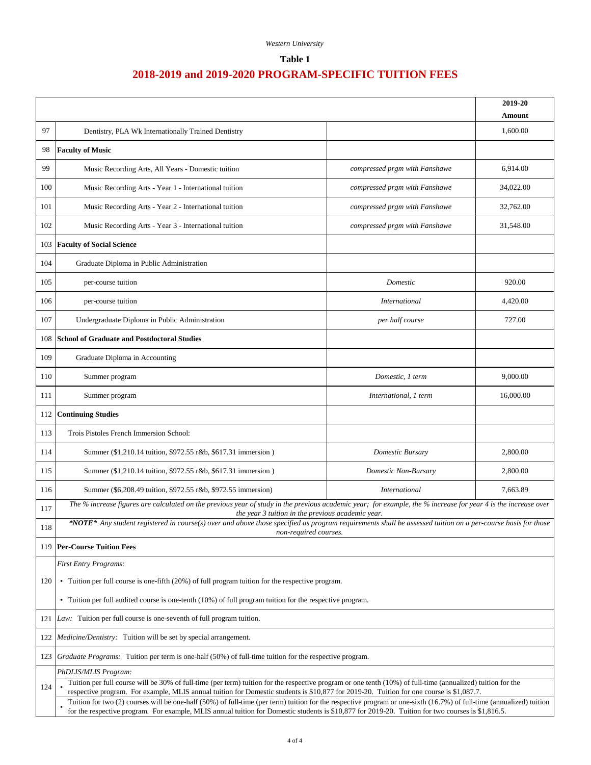*Western University*

**Table 1**

# 2018-2019 and 2019-2020 PROGRAM-SPECIFIC TUITION FEES

| | | | 2019-20 Amount |
|---|---|---|---|
| 97 | Dentistry, PLA Wk Internationally Trained Dentistry | | 1,600.00 |
| 98 | **Faculty of Music** | | |
| 99 | Music Recording Arts, All Years - Domestic tuition | *compressed prgm with Fanshawe* | 6,914.00 |
| 100 | Music Recording Arts - Year 1 - International tuition | *compressed prgm with Fanshawe* | 34,022.00 |
| 101 | Music Recording Arts - Year 2 - International tuition | *compressed prgm with Fanshawe* | 32,762.00 |
| 102 | Music Recording Arts - Year 3 - International tuition | *compressed prgm with Fanshawe* | 31,548.00 |
| 103 | **Faculty of Social Science** | | |
| 104 | Graduate Diploma in Public Administration | | |
| 105 | per-course tuition | *Domestic* | 920.00 |
| 106 | per-course tuition | *International* | 4,420.00 |
| 107 | Undergraduate Diploma in Public Administration | *per half course* | 727.00 |
| 108 | **School of Graduate and Postdoctoral Studies** | | |
| 109 | Graduate Diploma in Accounting | | |
| 110 | Summer program | *Domestic, 1 term* | 9,000.00 |
| 111 | Summer program | *International, 1 term* | 16,000.00 |
| 112 | **Continuing Studies** | | |
| 113 | Trois Pistoles French Immersion School: | | |
| 114 | Summer ($1,210.14 tuition, $972.55 r&b, $617.31 immersion ) | *Domestic Bursary* | 2,800.00 |
| 115 | Summer ($1,210.14 tuition, $972.55 r&b, $617.31 immersion ) | *Domestic Non-Bursary* | 2,800.00 |
| 116 | Summer ($6,208.49 tuition, $972.55 r&b, $972.55 immersion) | *International* | 7,663.89 |
| 117 | *The % increase figures are calculated on the previous year of study in the previous academic year; for example, the % increase for year 4 is the increase over the year 3 tuition in the previous academic year.* | | |
| 118 | ***NOTE*** *Any student registered in course(s) over and above those specified as program requirements shall be assessed tuition on a per-course basis for those non-required courses.* | | |
| 119 | **Per-Course Tuition Fees** | | |
| 120 | *First Entry Programs:*<br>• Tuition per full course is one-fifth (20%) of full program tuition for the respective program.<br>• Tuition per full audited course is one-tenth (10%) of full program tuition for the respective program. | | |
| 121 | *Law:* Tuition per full course is one-seventh of full program tuition. | | |
| 122 | *Medicine/Dentistry:* Tuition will be set by special arrangement. | | |
| 123 | *Graduate Programs:* Tuition per term is one-half (50%) of full-time tuition for the respective program. | | |
| 124 | *PhDLIS/MLIS Program:*<br>• Tuition per full course will be 30% of full-time (per term) tuition for the respective program or one tenth (10%) of full-time (annualized) tuition for the respective program. For example, MLIS annual tuition for Domestic students is $10,877 for 2019-20. Tuition for one course is $1,087.7.<br>• Tuition for two (2) courses will be one-half (50%) of full-time (per term) tuition for the respective program or one-sixth (16.7%) of full-time (annualized) tuition for the respective program. For example, MLIS annual tuition for Domestic students is $10,877 for 2019-20. Tuition for two courses is $1,816.5. | | |